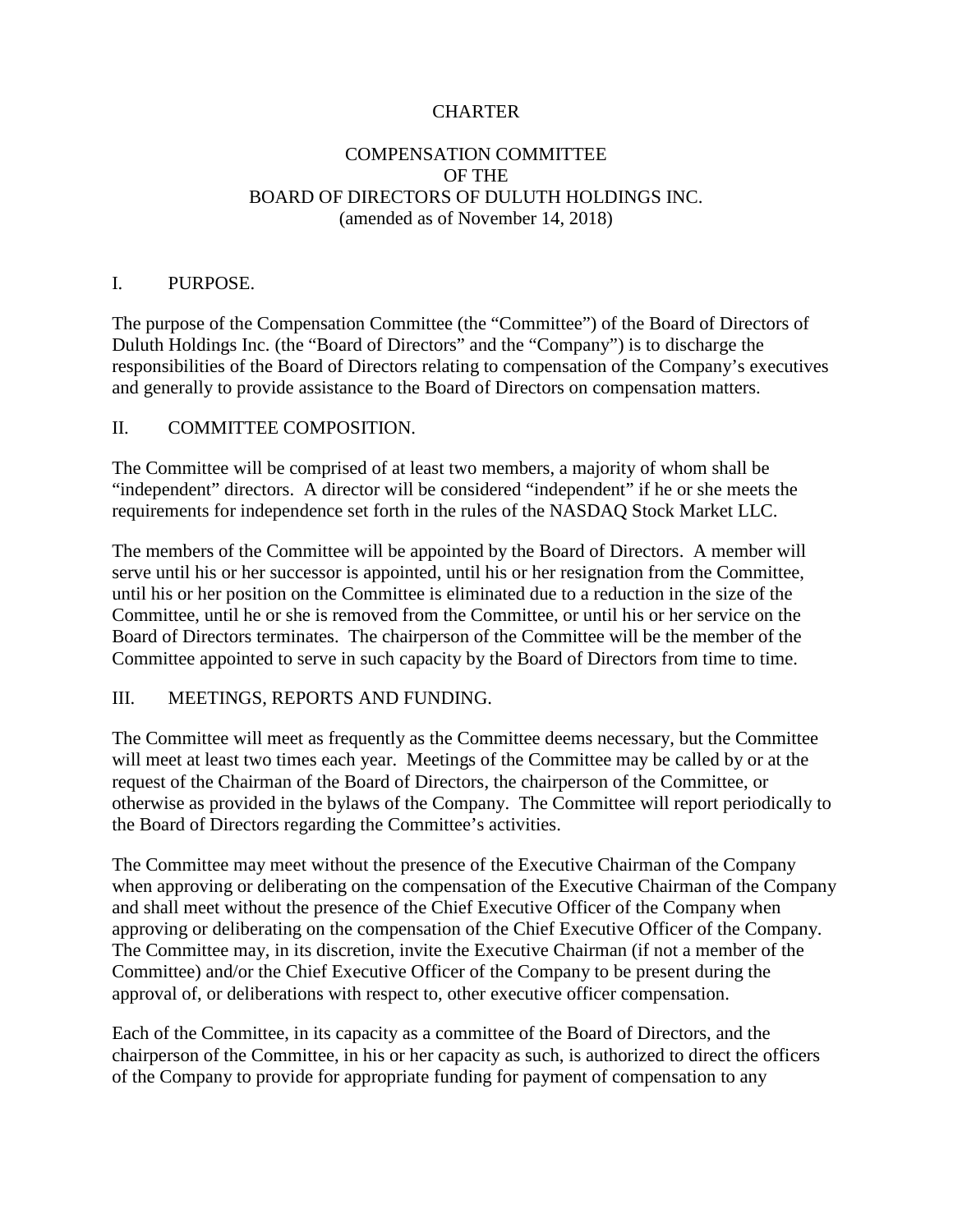# CHARTER

## COMPENSATION COMMITTEE
## OF THE
## BOARD OF DIRECTORS OF DULUTH HOLDINGS INC.

(amended as of November 14, 2018)

## I. PURPOSE.

The purpose of the Compensation Committee (the "Committee") of the Board of Directors of Duluth Holdings Inc. (the "Board of Directors" and the "Company") is to discharge the responsibilities of the Board of Directors relating to compensation of the Company's executives and generally to provide assistance to the Board of Directors on compensation matters.

## II. COMMITTEE COMPOSITION.

The Committee will be comprised of at least two members, a majority of whom shall be "independent" directors. A director will be considered "independent" if he or she meets the requirements for independence set forth in the rules of the NASDAQ Stock Market LLC.

The members of the Committee will be appointed by the Board of Directors. A member will serve until his or her successor is appointed, until his or her resignation from the Committee, until his or her position on the Committee is eliminated due to a reduction in the size of the Committee, until he or she is removed from the Committee, or until his or her service on the Board of Directors terminates. The chairperson of the Committee will be the member of the Committee appointed to serve in such capacity by the Board of Directors from time to time.

## III. MEETINGS, REPORTS AND FUNDING.

The Committee will meet as frequently as the Committee deems necessary, but the Committee will meet at least two times each year. Meetings of the Committee may be called by or at the request of the Chairman of the Board of Directors, the chairperson of the Committee, or otherwise as provided in the bylaws of the Company. The Committee will report periodically to the Board of Directors regarding the Committee's activities.

The Committee may meet without the presence of the Executive Chairman of the Company when approving or deliberating on the compensation of the Executive Chairman of the Company and shall meet without the presence of the Chief Executive Officer of the Company when approving or deliberating on the compensation of the Chief Executive Officer of the Company. The Committee may, in its discretion, invite the Executive Chairman (if not a member of the Committee) and/or the Chief Executive Officer of the Company to be present during the approval of, or deliberations with respect to, other executive officer compensation.

Each of the Committee, in its capacity as a committee of the Board of Directors, and the chairperson of the Committee, in his or her capacity as such, is authorized to direct the officers of the Company to provide for appropriate funding for payment of compensation to any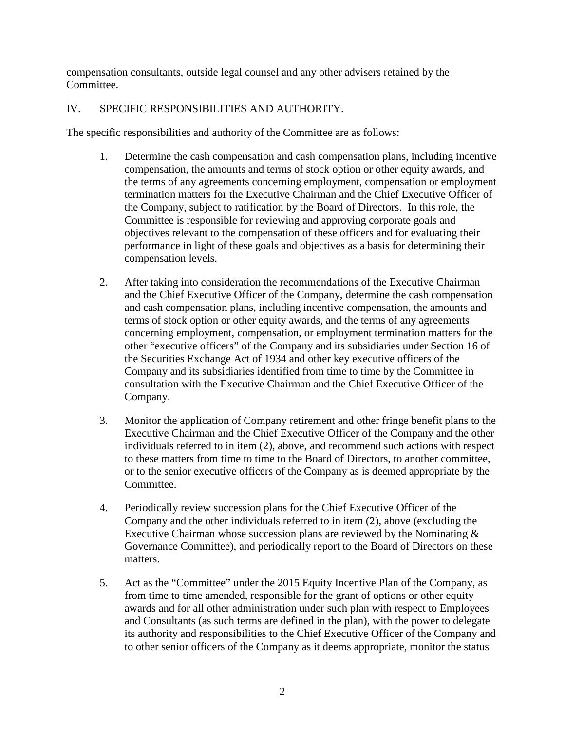compensation consultants, outside legal counsel and any other advisers retained by the Committee.

## IV. SPECIFIC RESPONSIBILITIES AND AUTHORITY.

The specific responsibilities and authority of the Committee are as follows:

1. Determine the cash compensation and cash compensation plans, including incentive compensation, the amounts and terms of stock option or other equity awards, and the terms of any agreements concerning employment, compensation or employment termination matters for the Executive Chairman and the Chief Executive Officer of the Company, subject to ratification by the Board of Directors. In this role, the Committee is responsible for reviewing and approving corporate goals and objectives relevant to the compensation of these officers and for evaluating their performance in light of these goals and objectives as a basis for determining their compensation levels.

2. After taking into consideration the recommendations of the Executive Chairman and the Chief Executive Officer of the Company, determine the cash compensation and cash compensation plans, including incentive compensation, the amounts and terms of stock option or other equity awards, and the terms of any agreements concerning employment, compensation, or employment termination matters for the other "executive officers" of the Company and its subsidiaries under Section 16 of the Securities Exchange Act of 1934 and other key executive officers of the Company and its subsidiaries identified from time to time by the Committee in consultation with the Executive Chairman and the Chief Executive Officer of the Company.

3. Monitor the application of Company retirement and other fringe benefit plans to the Executive Chairman and the Chief Executive Officer of the Company and the other individuals referred to in item (2), above, and recommend such actions with respect to these matters from time to time to the Board of Directors, to another committee, or to the senior executive officers of the Company as is deemed appropriate by the Committee.

4. Periodically review succession plans for the Chief Executive Officer of the Company and the other individuals referred to in item (2), above (excluding the Executive Chairman whose succession plans are reviewed by the Nominating & Governance Committee), and periodically report to the Board of Directors on these matters.

5. Act as the "Committee" under the 2015 Equity Incentive Plan of the Company, as from time to time amended, responsible for the grant of options or other equity awards and for all other administration under such plan with respect to Employees and Consultants (as such terms are defined in the plan), with the power to delegate its authority and responsibilities to the Chief Executive Officer of the Company and to other senior officers of the Company as it deems appropriate, monitor the status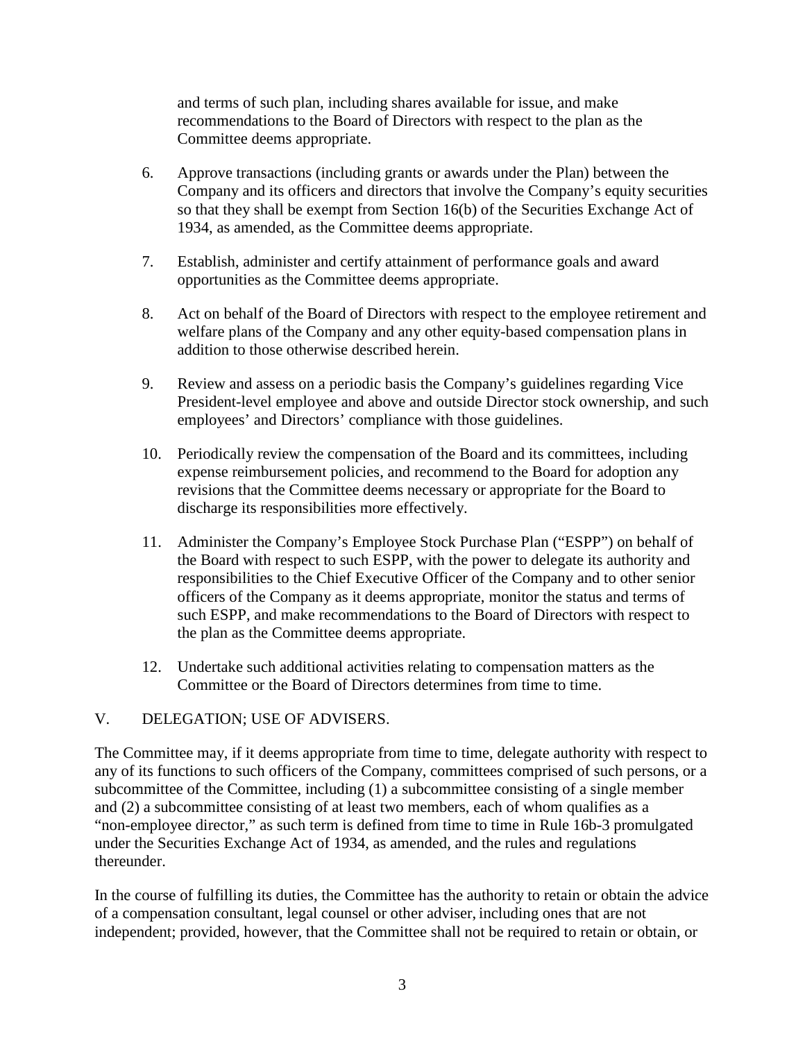and terms of such plan, including shares available for issue, and make recommendations to the Board of Directors with respect to the plan as the Committee deems appropriate.

6. Approve transactions (including grants or awards under the Plan) between the Company and its officers and directors that involve the Company's equity securities so that they shall be exempt from Section 16(b) of the Securities Exchange Act of 1934, as amended, as the Committee deems appropriate.

7. Establish, administer and certify attainment of performance goals and award opportunities as the Committee deems appropriate.

8. Act on behalf of the Board of Directors with respect to the employee retirement and welfare plans of the Company and any other equity-based compensation plans in addition to those otherwise described herein.

9. Review and assess on a periodic basis the Company's guidelines regarding Vice President-level employee and above and outside Director stock ownership, and such employees' and Directors' compliance with those guidelines.

10. Periodically review the compensation of the Board and its committees, including expense reimbursement policies, and recommend to the Board for adoption any revisions that the Committee deems necessary or appropriate for the Board to discharge its responsibilities more effectively.

11. Administer the Company's Employee Stock Purchase Plan ("ESPP") on behalf of the Board with respect to such ESPP, with the power to delegate its authority and responsibilities to the Chief Executive Officer of the Company and to other senior officers of the Company as it deems appropriate, monitor the status and terms of such ESPP, and make recommendations to the Board of Directors with respect to the plan as the Committee deems appropriate.

12. Undertake such additional activities relating to compensation matters as the Committee or the Board of Directors determines from time to time.

## V. DELEGATION; USE OF ADVISERS.

The Committee may, if it deems appropriate from time to time, delegate authority with respect to any of its functions to such officers of the Company, committees comprised of such persons, or a subcommittee of the Committee, including (1) a subcommittee consisting of a single member and (2) a subcommittee consisting of at least two members, each of whom qualifies as a "non-employee director," as such term is defined from time to time in Rule 16b-3 promulgated under the Securities Exchange Act of 1934, as amended, and the rules and regulations thereunder.

In the course of fulfilling its duties, the Committee has the authority to retain or obtain the advice of a compensation consultant, legal counsel or other adviser, including ones that are not independent; provided, however, that the Committee shall not be required to retain or obtain, or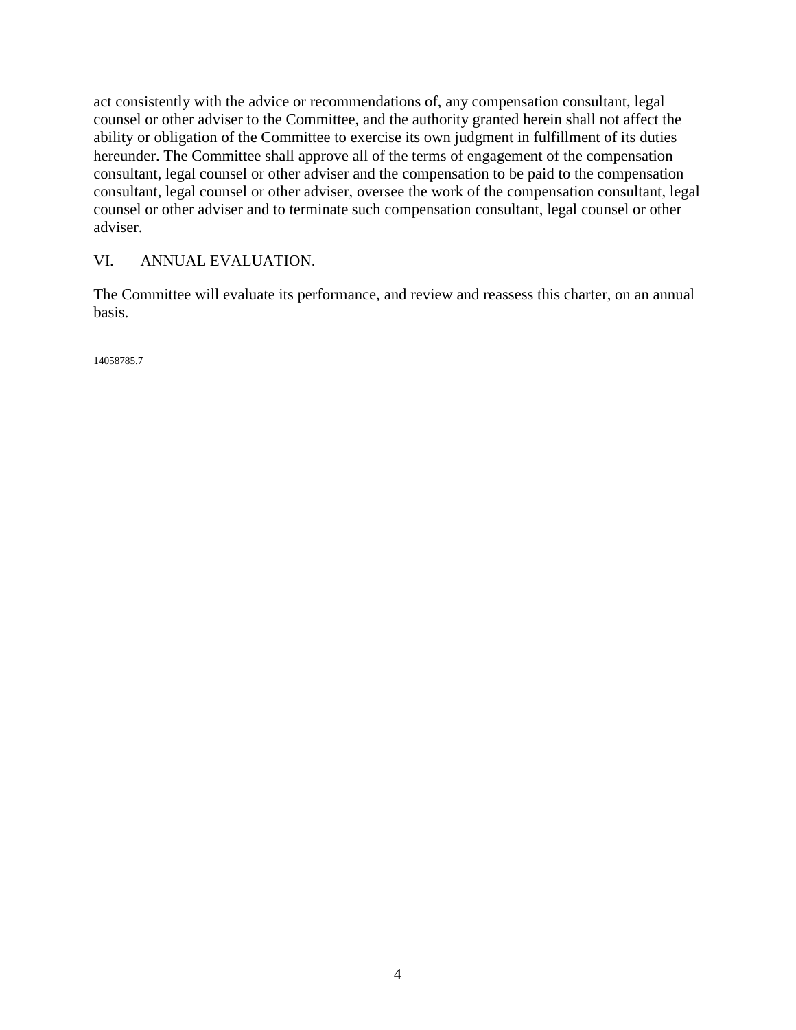act consistently with the advice or recommendations of, any compensation consultant, legal counsel or other adviser to the Committee, and the authority granted herein shall not affect the ability or obligation of the Committee to exercise its own judgment in fulfillment of its duties hereunder. The Committee shall approve all of the terms of engagement of the compensation consultant, legal counsel or other adviser and the compensation to be paid to the compensation consultant, legal counsel or other adviser, oversee the work of the compensation consultant, legal counsel or other adviser and to terminate such compensation consultant, legal counsel or other adviser.

## VI. ANNUAL EVALUATION.

The Committee will evaluate its performance, and review and reassess this charter, on an annual basis.

14058785.7